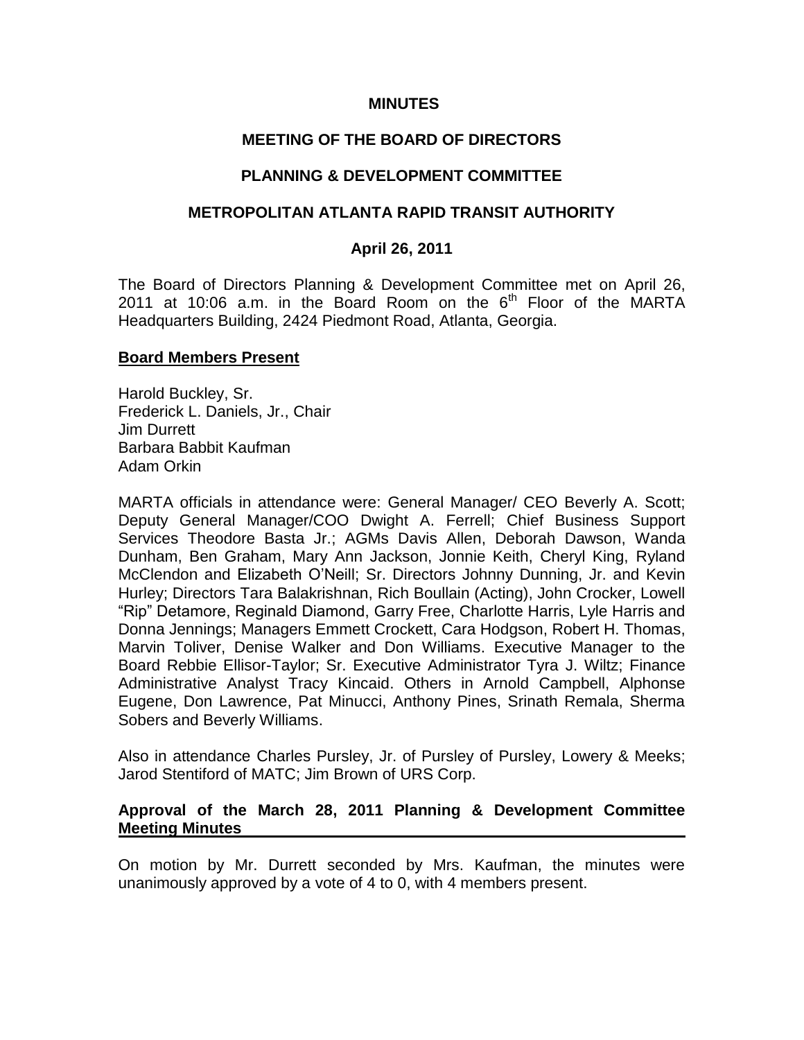**MINUTES**

**MEETING OF THE BOARD OF DIRECTORS**

**PLANNING & DEVELOPMENT COMMITTEE**

**METROPOLITAN ATLANTA RAPID TRANSIT AUTHORITY**

**April 26, 2011**

The Board of Directors Planning & Development Committee met on April 26, 2011 at 10:06 a.m. in the Board Room on the 6th Floor of the MARTA Headquarters Building, 2424 Piedmont Road, Atlanta, Georgia.

**Board Members Present**

Harold Buckley, Sr.
Frederick L. Daniels, Jr., Chair
Jim Durrett
Barbara Babbit Kaufman
Adam Orkin

MARTA officials in attendance were: General Manager/ CEO Beverly A. Scott; Deputy General Manager/COO Dwight A. Ferrell; Chief Business Support Services Theodore Basta Jr.; AGMs Davis Allen, Deborah Dawson, Wanda Dunham, Ben Graham, Mary Ann Jackson, Jonnie Keith, Cheryl King, Ryland McClendon and Elizabeth O'Neill; Sr. Directors Johnny Dunning, Jr. and Kevin Hurley; Directors Tara Balakrishnan, Rich Boullain (Acting), John Crocker, Lowell "Rip" Detamore, Reginald Diamond, Garry Free, Charlotte Harris, Lyle Harris and Donna Jennings; Managers Emmett Crockett, Cara Hodgson, Robert H. Thomas, Marvin Toliver, Denise Walker and Don Williams. Executive Manager to the Board Rebbie Ellisor-Taylor; Sr. Executive Administrator Tyra J. Wiltz; Finance Administrative Analyst Tracy Kincaid. Others in Arnold Campbell, Alphonse Eugene, Don Lawrence, Pat Minucci, Anthony Pines, Srinath Remala, Sherma Sobers and Beverly Williams.

Also in attendance Charles Pursley, Jr. of Pursley of Pursley, Lowery & Meeks; Jarod Stentiford of MATC; Jim Brown of URS Corp.

**Approval of the March 28, 2011 Planning & Development Committee Meeting Minutes**

On motion by Mr. Durrett seconded by Mrs. Kaufman, the minutes were unanimously approved by a vote of 4 to 0, with 4 members present.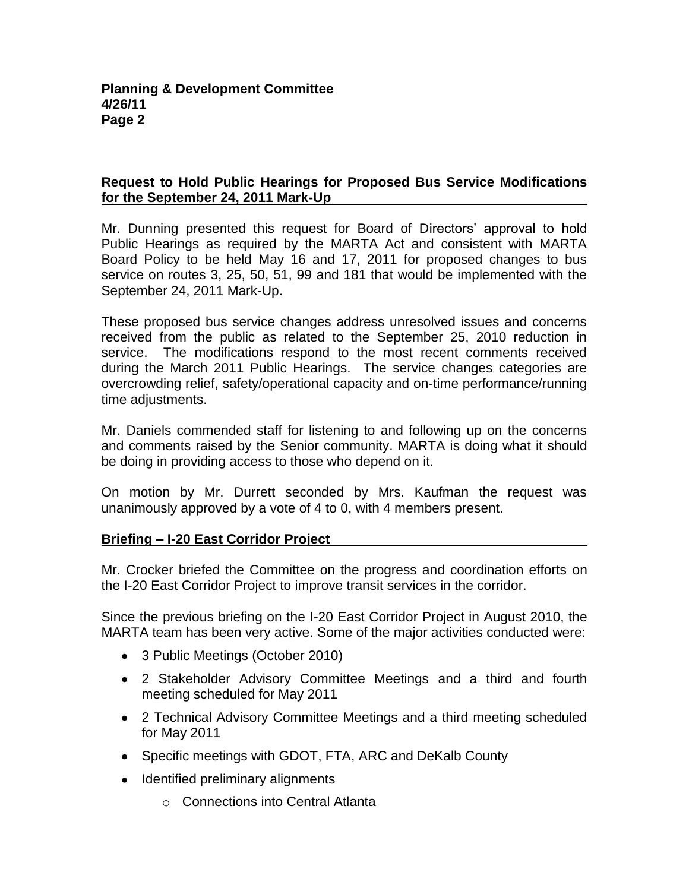**Request to Hold Public Hearings for Proposed Bus Service Modifications for the September 24, 2011 Mark-Up**

Mr. Dunning presented this request for Board of Directors' approval to hold Public Hearings as required by the MARTA Act and consistent with MARTA Board Policy to be held May 16 and 17, 2011 for proposed changes to bus service on routes 3, 25, 50, 51, 99 and 181 that would be implemented with the September 24, 2011 Mark-Up.

These proposed bus service changes address unresolved issues and concerns received from the public as related to the September 25, 2010 reduction in service. The modifications respond to the most recent comments received during the March 2011 Public Hearings. The service changes categories are overcrowding relief, safety/operational capacity and on-time performance/running time adjustments.

Mr. Daniels commended staff for listening to and following up on the concerns and comments raised by the Senior community. MARTA is doing what it should be doing in providing access to those who depend on it.

On motion by Mr. Durrett seconded by Mrs. Kaufman the request was unanimously approved by a vote of 4 to 0, with 4 members present.

**Briefing – I-20 East Corridor Project**

Mr. Crocker briefed the Committee on the progress and coordination efforts on the I-20 East Corridor Project to improve transit services in the corridor.

Since the previous briefing on the I-20 East Corridor Project in August 2010, the MARTA team has been very active. Some of the major activities conducted were:

- 3 Public Meetings (October 2010)
- 2 Stakeholder Advisory Committee Meetings and a third and fourth meeting scheduled for May 2011
- 2 Technical Advisory Committee Meetings and a third meeting scheduled for May 2011
- Specific meetings with GDOT, FTA, ARC and DeKalb County
- Identified preliminary alignments
  - Connections into Central Atlanta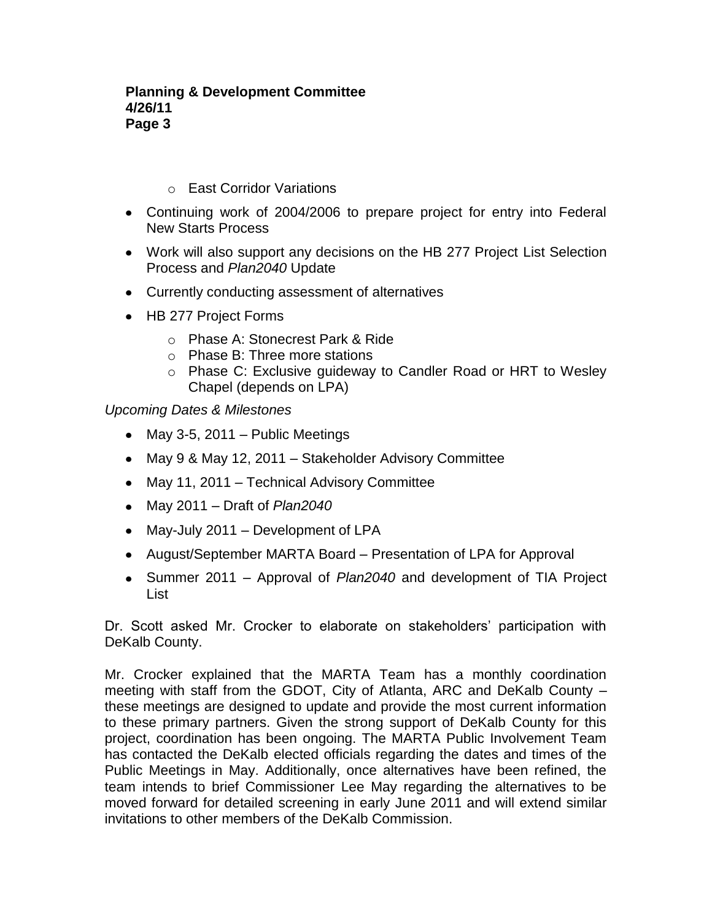- East Corridor Variations

- Continuing work of 2004/2006 to prepare project for entry into Federal New Starts Process
- Work will also support any decisions on the HB 277 Project List Selection Process and *Plan2040* Update
- Currently conducting assessment of alternatives
- HB 277 Project Forms
  - Phase A: Stonecrest Park & Ride
  - Phase B: Three more stations
  - Phase C: Exclusive guideway to Candler Road or HRT to Wesley Chapel (depends on LPA)

*Upcoming Dates & Milestones*

- May 3-5, 2011 – Public Meetings
- May 9 & May 12, 2011 – Stakeholder Advisory Committee
- May 11, 2011 – Technical Advisory Committee
- May 2011 – Draft of *Plan2040*
- May-July 2011 – Development of LPA
- August/September MARTA Board – Presentation of LPA for Approval
- Summer 2011 – Approval of *Plan2040* and development of TIA Project List

Dr. Scott asked Mr. Crocker to elaborate on stakeholders' participation with DeKalb County.

Mr. Crocker explained that the MARTA Team has a monthly coordination meeting with staff from the GDOT, City of Atlanta, ARC and DeKalb County – these meetings are designed to update and provide the most current information to these primary partners. Given the strong support of DeKalb County for this project, coordination has been ongoing. The MARTA Public Involvement Team has contacted the DeKalb elected officials regarding the dates and times of the Public Meetings in May. Additionally, once alternatives have been refined, the team intends to brief Commissioner Lee May regarding the alternatives to be moved forward for detailed screening in early June 2011 and will extend similar invitations to other members of the DeKalb Commission.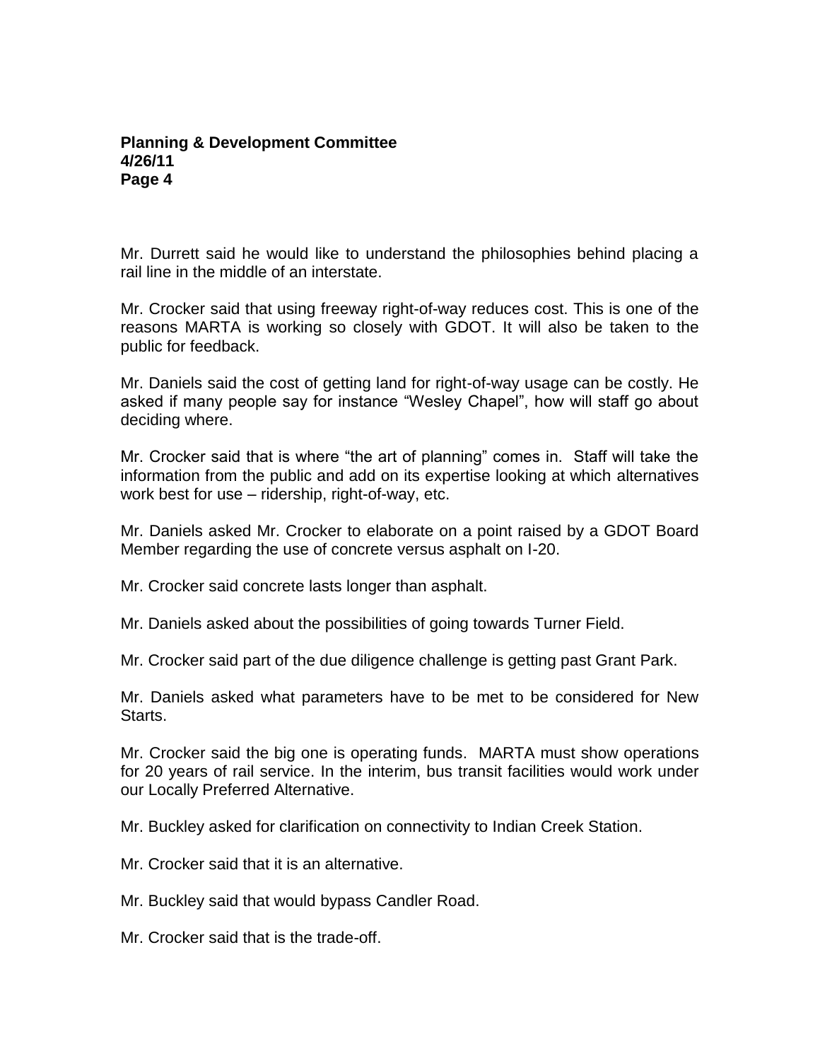Mr. Durrett said he would like to understand the philosophies behind placing a rail line in the middle of an interstate.

Mr. Crocker said that using freeway right-of-way reduces cost. This is one of the reasons MARTA is working so closely with GDOT. It will also be taken to the public for feedback.

Mr. Daniels said the cost of getting land for right-of-way usage can be costly. He asked if many people say for instance "Wesley Chapel", how will staff go about deciding where.

Mr. Crocker said that is where "the art of planning" comes in. Staff will take the information from the public and add on its expertise looking at which alternatives work best for use – ridership, right-of-way, etc.

Mr. Daniels asked Mr. Crocker to elaborate on a point raised by a GDOT Board Member regarding the use of concrete versus asphalt on I-20.

Mr. Crocker said concrete lasts longer than asphalt.

Mr. Daniels asked about the possibilities of going towards Turner Field.

Mr. Crocker said part of the due diligence challenge is getting past Grant Park.

Mr. Daniels asked what parameters have to be met to be considered for New Starts.

Mr. Crocker said the big one is operating funds. MARTA must show operations for 20 years of rail service. In the interim, bus transit facilities would work under our Locally Preferred Alternative.

Mr. Buckley asked for clarification on connectivity to Indian Creek Station.

Mr. Crocker said that it is an alternative.

Mr. Buckley said that would bypass Candler Road.

Mr. Crocker said that is the trade-off.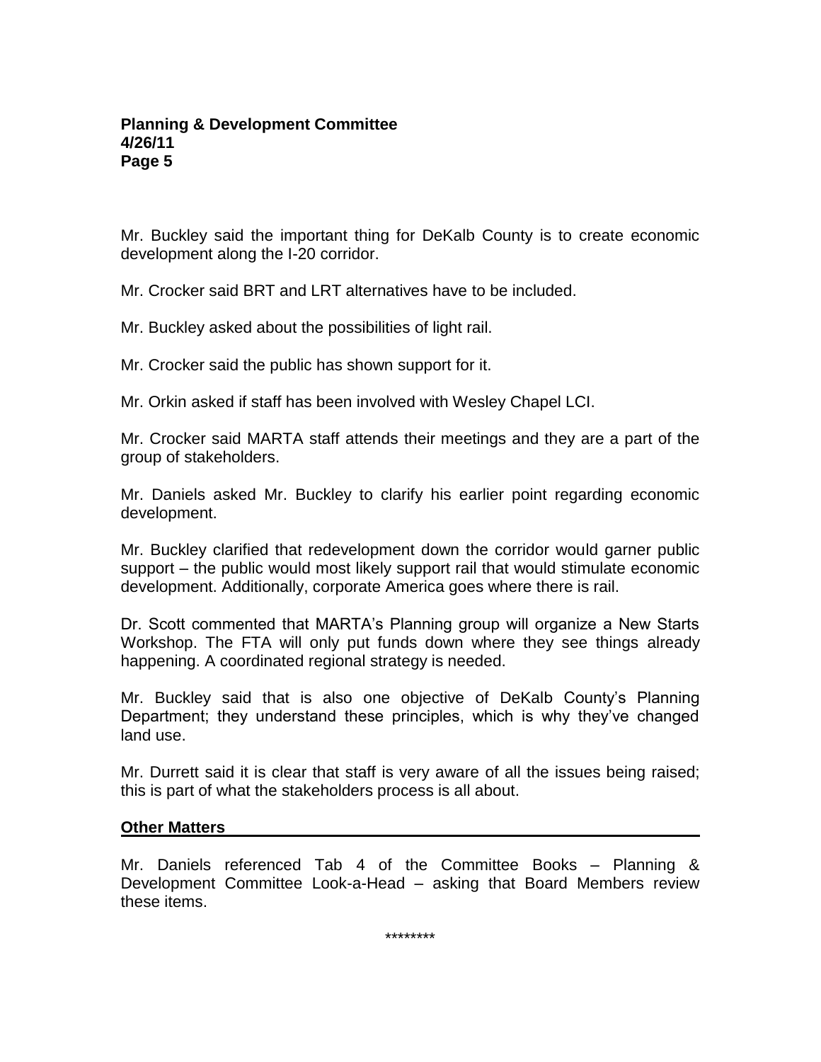Mr. Buckley said the important thing for DeKalb County is to create economic development along the I-20 corridor.

Mr. Crocker said BRT and LRT alternatives have to be included.

Mr. Buckley asked about the possibilities of light rail.

Mr. Crocker said the public has shown support for it.

Mr. Orkin asked if staff has been involved with Wesley Chapel LCI.

Mr. Crocker said MARTA staff attends their meetings and they are a part of the group of stakeholders.

Mr. Daniels asked Mr. Buckley to clarify his earlier point regarding economic development.

Mr. Buckley clarified that redevelopment down the corridor would garner public support – the public would most likely support rail that would stimulate economic development. Additionally, corporate America goes where there is rail.

Dr. Scott commented that MARTA's Planning group will organize a New Starts Workshop. The FTA will only put funds down where they see things already happening. A coordinated regional strategy is needed.

Mr. Buckley said that is also one objective of DeKalb County's Planning Department; they understand these principles, which is why they've changed land use.

Mr. Durrett said it is clear that staff is very aware of all the issues being raised; this is part of what the stakeholders process is all about.

## Other Matters

Mr. Daniels referenced Tab 4 of the Committee Books – Planning & Development Committee Look-a-Head – asking that Board Members review these items.

********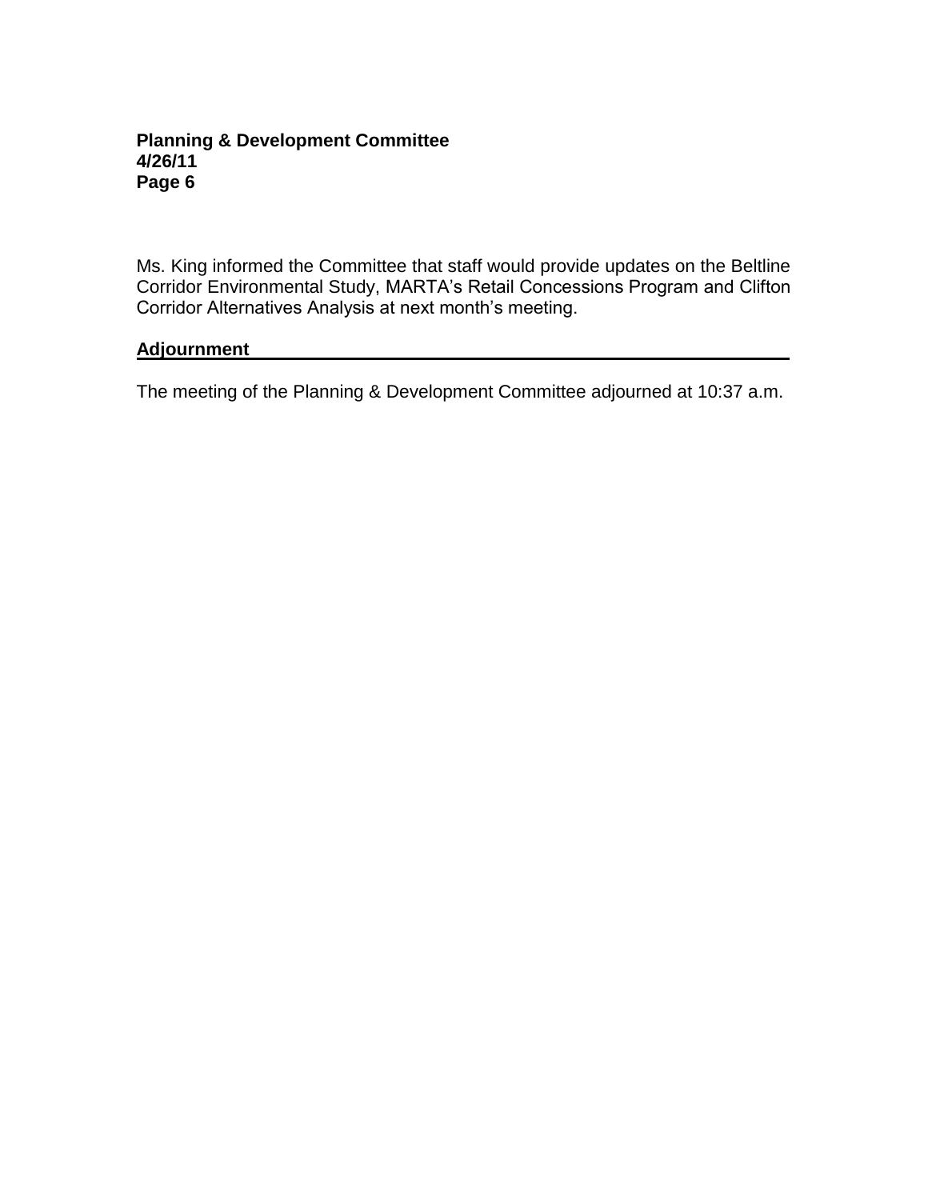Ms. King informed the Committee that staff would provide updates on the Beltline Corridor Environmental Study, MARTA's Retail Concessions Program and Clifton Corridor Alternatives Analysis at next month's meeting.

## Adjournment

The meeting of the Planning & Development Committee adjourned at 10:37 a.m.